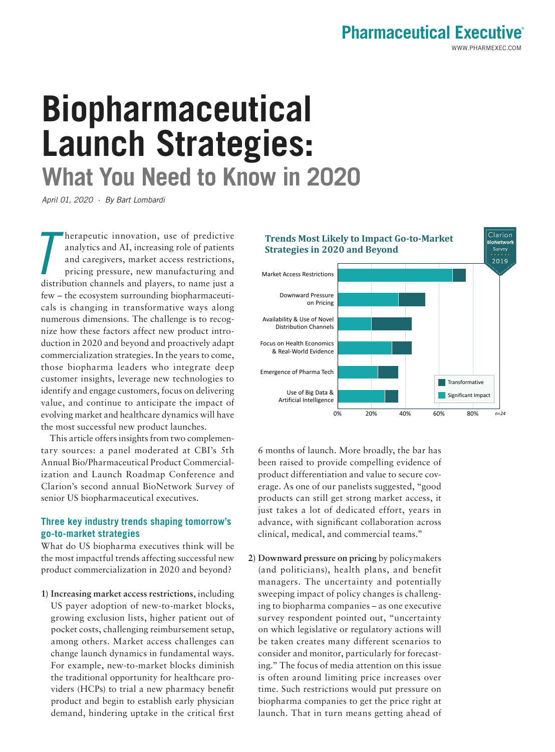# Biopharmaceutical Launch Strategies:

## What You Need to Know in 2020

*April 01, 2020 · By Bart Lombardi*

Therapeutic innovation, use of predictive analytics and AI, increasing role of patients and caregivers, market access restrictions, pricing pressure, new manufacturing and distribution channels and players, to name just a few – the ecosystem surrounding biopharmaceuticals is changing in transformative ways along numerous dimensions. The challenge is to recognize how these factors affect new product introduction in 2020 and beyond and proactively adapt commercialization strategies. In the years to come, those biopharma leaders who integrate deep customer insights, leverage new technologies to identify and engage customers, focus on delivering value, and continue to anticipate the impact of evolving market and healthcare dynamics will have the most successful new product launches.

This article offers insights from two complementary sources: a panel moderated at CBI's 5th Annual Bio/Pharmaceutical Product Commercialization and Launch Roadmap Conference and Clarion's second annual BioNetwork Survey of senior US biopharmaceutical executives.

### Three key industry trends shaping tomorrow's go-to-market strategies

What do US biopharma executives think will be the most impactful trends affecting successful new product commercialization in 2020 and beyond?

**Trends Most Likely to Impact Go-to-Market Strategies in 2020 and Beyond**

Clarion BioNetwork Survey 2019

- Market Access Restrictions
- Downward Pressure on Pricing
- Availability & Use of Novel Distribution Channels
- Focus on Health Economics & Real-World Evidence
- Emergence of Pharma Tech
- Use of Big Data & Artificial Intelligence

Legend: Transformative; Significant Impact. Axis: 0%, 20%, 40%, 60%, 80%. n=24

1) **Increasing market access restrictions**, including US payer adoption of new-to-market blocks, growing exclusion lists, higher patient out of pocket costs, challenging reimbursement setup, among others. Market access challenges can change launch dynamics in fundamental ways. For example, new-to-market blocks diminish the traditional opportunity for healthcare providers (HCPs) to trial a new pharmacy benefit product and begin to establish early physician demand, hindering uptake in the critical first 6 months of launch. More broadly, the bar has been raised to provide compelling evidence of product differentiation and value to secure coverage. As one of our panelists suggested, "good products can still get strong market access, it just takes a lot of dedicated effort, years in advance, with significant collaboration across clinical, medical, and commercial teams."

2) **Downward pressure on pricing** by policymakers (and politicians), health plans, and benefit managers. The uncertainty and potentially sweeping impact of policy changes is challenging to biopharma companies – as one executive survey respondent pointed out, "uncertainty on which legislative or regulatory actions will be taken creates many different scenarios to consider and monitor, particularly for forecasting." The focus of media attention on this issue is often around limiting price increases over time. Such restrictions would put pressure on biopharma companies to get the price right at launch. That in turn means getting ahead of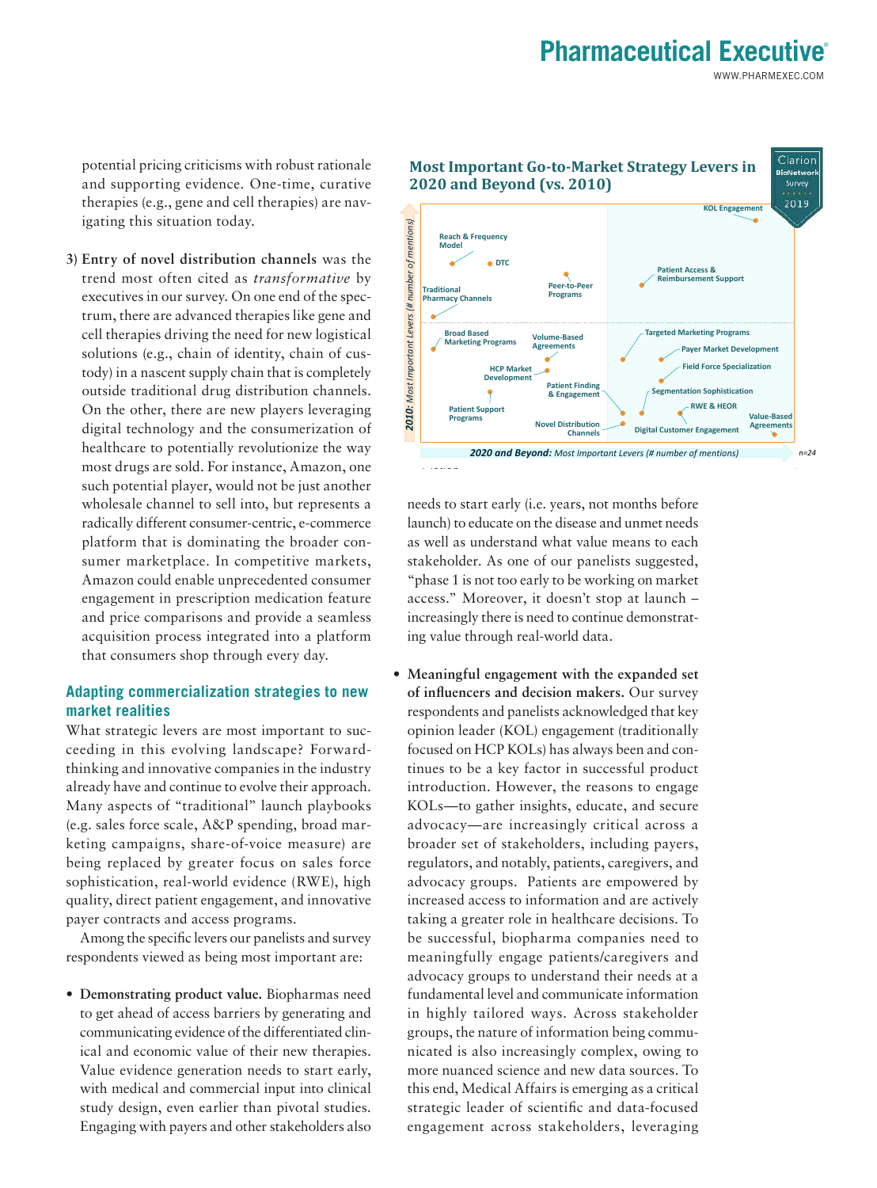potential pricing criticisms with robust rationale and supporting evidence. One-time, curative therapies (e.g., gene and cell therapies) are navigating this situation today.

3) **Entry of novel distribution channels** was the trend most often cited as *transformative* by executives in our survey. On one end of the spectrum, there are advanced therapies like gene and cell therapies driving the need for new logistical solutions (e.g., chain of identity, chain of custody) in a nascent supply chain that is completely outside traditional drug distribution channels. On the other, there are new players leveraging digital technology and the consumerization of healthcare to potentially revolutionize the way most drugs are sold. For instance, Amazon, one such potential player, would not be just another wholesale channel to sell into, but represents a radically different consumer-centric, e-commerce platform that is dominating the broader consumer marketplace. In competitive markets, Amazon could enable unprecedented consumer engagement in prescription medication feature and price comparisons and provide a seamless acquisition process integrated into a platform that consumers shop through every day.

## Adapting commercialization strategies to new market realities

What strategic levers are most important to succeeding in this evolving landscape? Forward-thinking and innovative companies in the industry already have and continue to evolve their approach. Many aspects of "traditional" launch playbooks (e.g. sales force scale, A&P spending, broad marketing campaigns, share-of-voice measure) are being replaced by greater focus on sales force sophistication, real-world evidence (RWE), high quality, direct patient engagement, and innovative payer contracts and access programs.

Among the specific levers our panelists and survey respondents viewed as being most important are:

- **Demonstrating product value.** Biopharmas need to get ahead of access barriers by generating and communicating evidence of the differentiated clinical and economic value of their new therapies. Value evidence generation needs to start early, with medical and commercial input into clinical study design, even earlier than pivotal studies. Engaging with payers and other stakeholders also needs to start early (i.e. years, not months before launch) to educate on the disease and unmet needs as well as understand what value means to each stakeholder. As one of our panelists suggested, "phase 1 is not too early to be working on market access." Moreover, it doesn't stop at launch – increasingly there is need to continue demonstrating value through real-world data.

**Most Important Go-to-Market Strategy Levers in 2020 and Beyond (vs. 2010)**

Clarion BioNetwork Survey 2019

*2010: Most Important Levers (# number of mentions)*

*2020 and Beyond: Most Important Levers (# number of mentions)* n=24

Levers shown: KOL Engagement; Reach & Frequency Model; DTC; Patient Access & Reimbursement Support; Peer-to-Peer Programs; Traditional Pharmacy Channels; Broad Based Marketing Programs; Volume-Based Agreements; Targeted Marketing Programs; Payer Market Development; HCP Market Development; Field Force Specialization; Patient Finding & Engagement; Segmentation Sophistication; Patient Support Programs; RWE & HEOR; Novel Distribution Channels; Digital Customer Engagement; Value-Based Agreements

- **Meaningful engagement with the expanded set of influencers and decision makers.** Our survey respondents and panelists acknowledged that key opinion leader (KOL) engagement (traditionally focused on HCP KOLs) has always been and continues to be a key factor in successful product introduction. However, the reasons to engage KOLs—to gather insights, educate, and secure advocacy—are increasingly critical across a broader set of stakeholders, including payers, regulators, and notably, patients, caregivers, and advocacy groups. Patients are empowered by increased access to information and are actively taking a greater role in healthcare decisions. To be successful, biopharma companies need to meaningfully engage patients/caregivers and advocacy groups to understand their needs at a fundamental level and communicate information in highly tailored ways. Across stakeholder groups, the nature of information being communicated is also increasingly complex, owing to more nuanced science and new data sources. To this end, Medical Affairs is emerging as a critical strategic leader of scientific and data-focused engagement across stakeholders, leveraging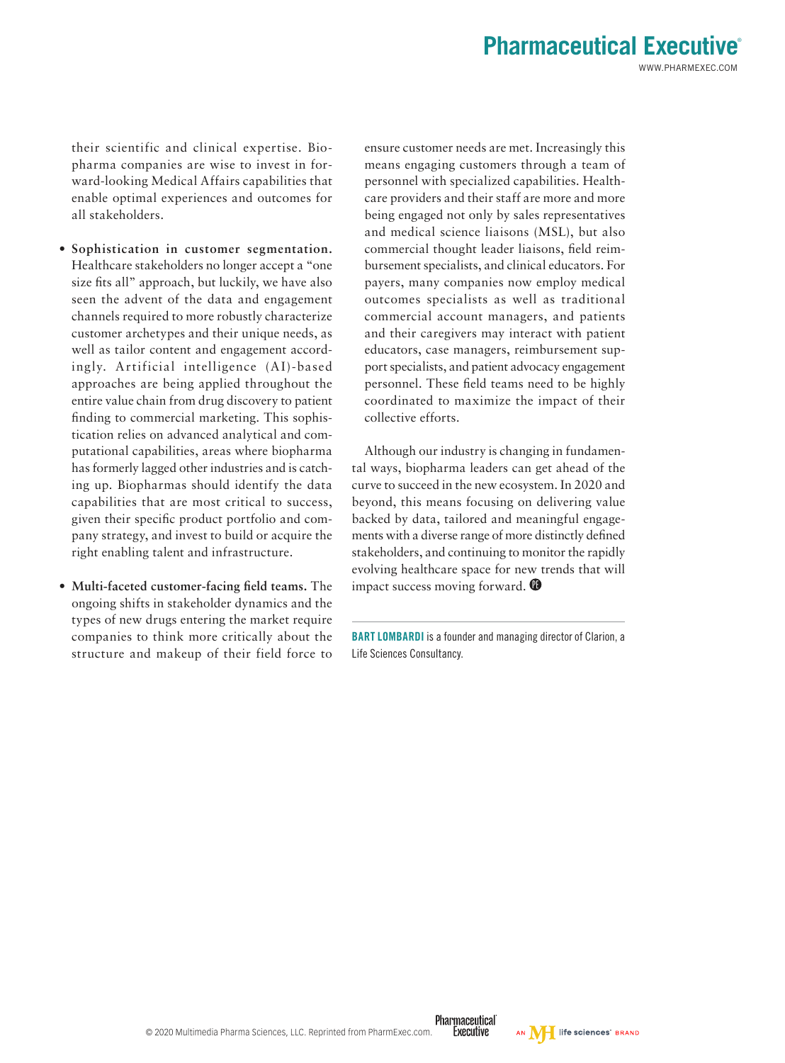their scientific and clinical expertise. Biopharma companies are wise to invest in forward-looking Medical Affairs capabilities that enable optimal experiences and outcomes for all stakeholders.

- **Sophistication in customer segmentation.** Healthcare stakeholders no longer accept a "one size fits all" approach, but luckily, we have also seen the advent of the data and engagement channels required to more robustly characterize customer archetypes and their unique needs, as well as tailor content and engagement accordingly. Artificial intelligence (AI)-based approaches are being applied throughout the entire value chain from drug discovery to patient finding to commercial marketing. This sophistication relies on advanced analytical and computational capabilities, areas where biopharma has formerly lagged other industries and is catching up. Biopharmas should identify the data capabilities that are most critical to success, given their specific product portfolio and company strategy, and invest to build or acquire the right enabling talent and infrastructure.

- **Multi-faceted customer-facing field teams.** The ongoing shifts in stakeholder dynamics and the types of new drugs entering the market require companies to think more critically about the structure and makeup of their field force to ensure customer needs are met. Increasingly this means engaging customers through a team of personnel with specialized capabilities. Healthcare providers and their staff are more and more being engaged not only by sales representatives and medical science liaisons (MSL), but also commercial thought leader liaisons, field reimbursement specialists, and clinical educators. For payers, many companies now employ medical outcomes specialists as well as traditional commercial account managers, and patients and their caregivers may interact with patient educators, case managers, reimbursement support specialists, and patient advocacy engagement personnel. These field teams need to be highly coordinated to maximize the impact of their collective efforts.

Although our industry is changing in fundamental ways, biopharma leaders can get ahead of the curve to succeed in the new ecosystem. In 2020 and beyond, this means focusing on delivering value backed by data, tailored and meaningful engagements with a diverse range of more distinctly defined stakeholders, and continuing to monitor the rapidly evolving healthcare space for new trends that will impact success moving forward.

---

**BART LOMBARDI** is a founder and managing director of Clarion, a Life Sciences Consultancy.